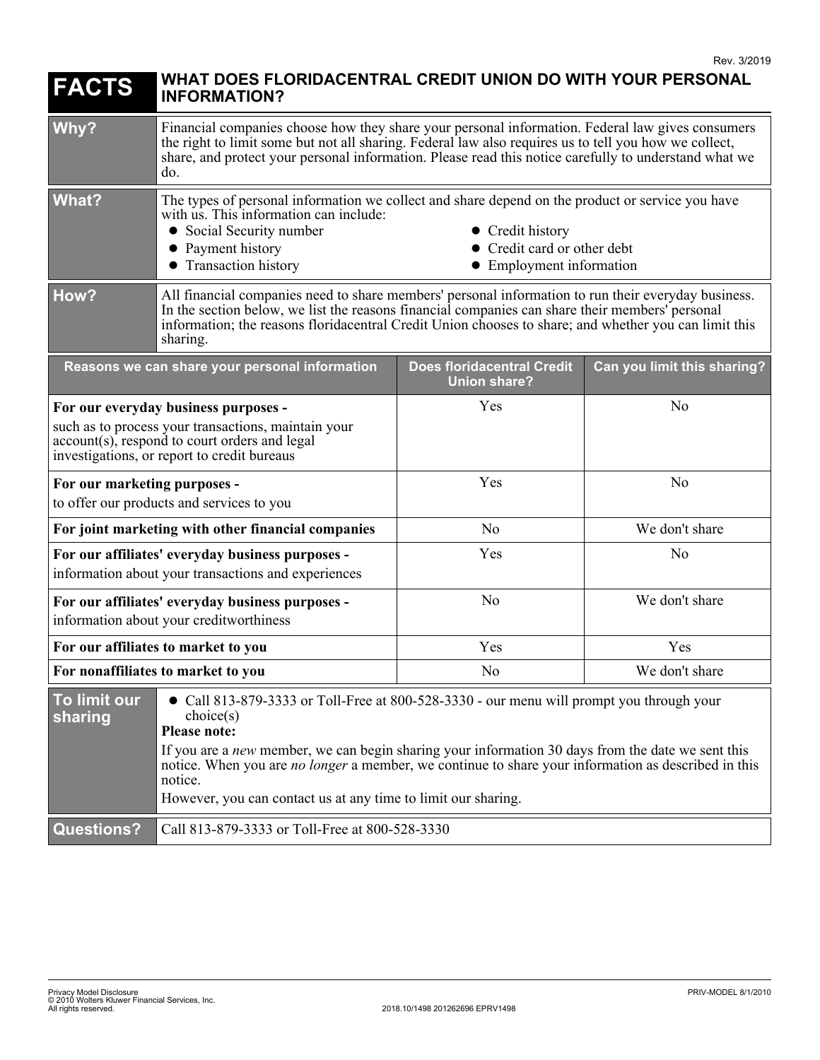Rev. 3/2019

# FACTS — WHAT DOES FLORIDACENTRAL CREDIT UNION DO WITH YOUR PERSONAL INFORMATION?

| | |
|---|---|
| **Why?** | Financial companies choose how they share your personal information. Federal law gives consumers the right to limit some but not all sharing. Federal law also requires us to tell you how we collect, share, and protect your personal information. Please read this notice carefully to understand what we do. |
| **What?** | The types of personal information we collect and share depend on the product or service you have with us. This information can include:<br>• Social Security number<br>• Payment history<br>• Transaction history<br>• Credit history<br>• Credit card or other debt<br>• Employment information |
| **How?** | All financial companies need to share members' personal information to run their everyday business. In the section below, we list the reasons financial companies can share their members' personal information; the reasons floridacentral Credit Union chooses to share; and whether you can limit this sharing. |

| Reasons we can share your personal information | Does floridacentral Credit Union share? | Can you limit this sharing? |
|---|---|---|
| **For our everyday business purposes -** such as to process your transactions, maintain your account(s), respond to court orders and legal investigations, or report to credit bureaus | Yes | No |
| **For our marketing purposes -** to offer our products and services to you | Yes | No |
| **For joint marketing with other financial companies** | No | We don't share |
| **For our affiliates' everyday business purposes -** information about your transactions and experiences | Yes | No |
| **For our affiliates' everyday business purposes -** information about your creditworthiness | No | We don't share |
| **For our affiliates to market to you** | Yes | Yes |
| **For nonaffiliates to market to you** | No | We don't share |

| | |
|---|---|
| **To limit our sharing** | • Call 813-879-3333 or Toll-Free at 800-528-3330 - our menu will prompt you through your choice(s)<br>**Please note:**<br>If you are a *new* member, we can begin sharing your information 30 days from the date we sent this notice. When you are *no longer* a member, we continue to share your information as described in this notice.<br>However, you can contact us at any time to limit our sharing. |
| **Questions?** | Call 813-879-3333 or Toll-Free at 800-528-3330 |

Privacy Model Disclosure
© 2010 Wolters Kluwer Financial Services, Inc.
All rights reserved.

2018.10/1498 201262696 EPRV1498

PRIV-MODEL 8/1/2010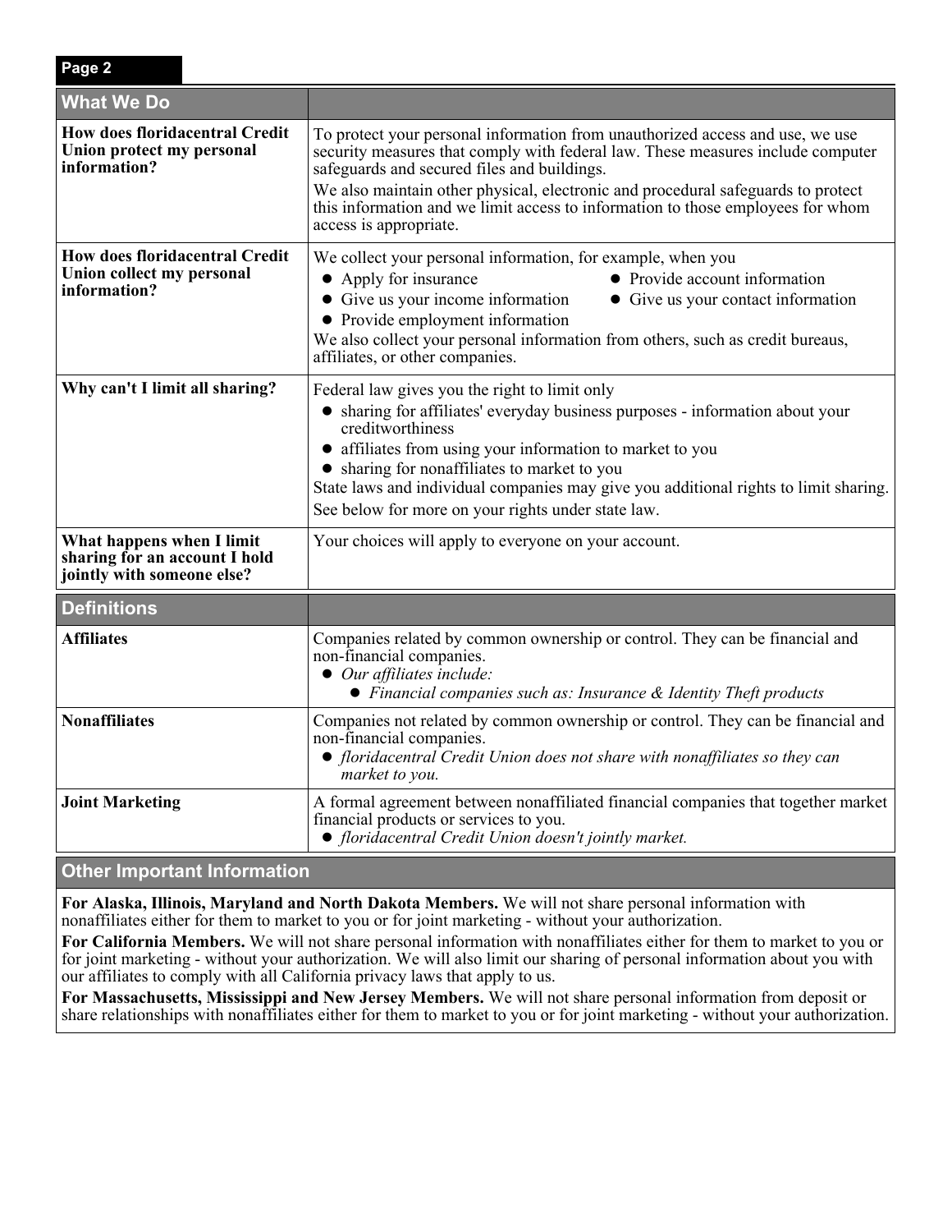| What We Do | |
|---|---|
| **How does floridacentral Credit Union protect my personal information?** | To protect your personal information from unauthorized access and use, we use security measures that comply with federal law. These measures include computer safeguards and secured files and buildings.<br>We also maintain other physical, electronic and procedural safeguards to protect this information and we limit access to information to those employees for whom access is appropriate. |
| **How does floridacentral Credit Union collect my personal information?** | We collect your personal information, for example, when you<br>• Apply for insurance<br>• Provide account information<br>• Give us your income information<br>• Give us your contact information<br>• Provide employment information<br>We also collect your personal information from others, such as credit bureaus, affiliates, or other companies. |
| **Why can't I limit all sharing?** | Federal law gives you the right to limit only<br>• sharing for affiliates' everyday business purposes - information about your creditworthiness<br>• affiliates from using your information to market to you<br>• sharing for nonaffiliates to market to you<br>State laws and individual companies may give you additional rights to limit sharing.<br>See below for more on your rights under state law. |
| **What happens when I limit sharing for an account I hold jointly with someone else?** | Your choices will apply to everyone on your account. |

| Definitions | |
|---|---|
| **Affiliates** | Companies related by common ownership or control. They can be financial and non-financial companies.<br>• *Our affiliates include:*<br>  • *Financial companies such as: Insurance & Identity Theft products* |
| **Nonaffiliates** | Companies not related by common ownership or control. They can be financial and non-financial companies.<br>• *floridacentral Credit Union does not share with nonaffiliates so they can market to you.* |
| **Joint Marketing** | A formal agreement between nonaffiliated financial companies that together market financial products or services to you.<br>• *floridacentral Credit Union doesn't jointly market.* |

## Other Important Information

**For Alaska, Illinois, Maryland and North Dakota Members.** We will not share personal information with nonaffiliates either for them to market to you or for joint marketing - without your authorization.

**For California Members.** We will not share personal information with nonaffiliates either for them to market to you or for joint marketing - without your authorization. We will also limit our sharing of personal information about you with our affiliates to comply with all California privacy laws that apply to us.

**For Massachusetts, Mississippi and New Jersey Members.** We will not share personal information from deposit or share relationships with nonaffiliates either for them to market to you or for joint marketing - without your authorization.